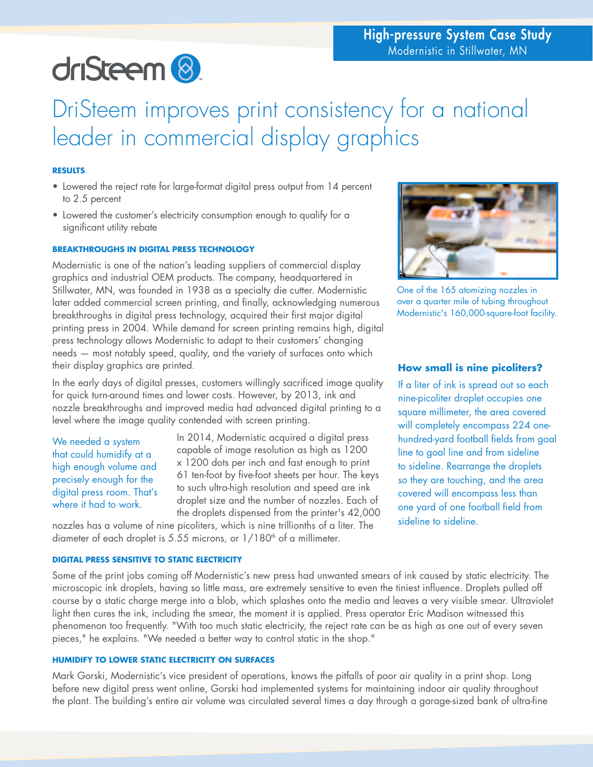**High-pressure System Case Study**
Modernistic in Stillwater, MN

driSteem

# DriSteem improves print consistency for a national leader in commercial display graphics

### RESULTS

- Lowered the reject rate for large-format digital press output from 14 percent to 2.5 percent
- Lowered the customer's electricity consumption enough to qualify for a significant utility rebate

### BREAKTHROUGHS IN DIGITAL PRESS TECHNOLOGY

Modernistic is one of the nation's leading suppliers of commercial display graphics and industrial OEM products. The company, headquartered in Stillwater, MN, was founded in 1938 as a specialty die cutter. Modernistic later added commercial screen printing, and finally, acknowledging numerous breakthroughs in digital press technology, acquired their first major digital printing press in 2004. While demand for screen printing remains high, digital press technology allows Modernistic to adapt to their customers' changing needs — most notably speed, quality, and the variety of surfaces onto which their display graphics are printed.

In the early days of digital presses, customers willingly sacrificed image quality for quick turn-around times and lower costs. However, by 2013, ink and nozzle breakthroughs and improved media had advanced digital printing to a level where the image quality contended with screen printing.

We needed a system that could humidify at a high enough volume and precisely enough for the digital press room. That's where it had to work.

In 2014, Modernistic acquired a digital press capable of image resolution as high as 1200 x 1200 dots per inch and fast enough to print 61 ten-foot by five-foot sheets per hour. The keys to such ultra-high resolution and speed are ink droplet size and the number of nozzles. Each of the droplets dispensed from the printer's 42,000 nozzles has a volume of nine picoliters, which is nine trillionths of a liter. The diameter of each droplet is 5.55 microns, or $1/180^{th}$ of a millimeter.

One of the 165 atomizing nozzles in over a quarter mile of tubing throughout Modernistic's 160,000-square-foot facility.

**How small is nine picoliters?**

If a liter of ink is spread out so each nine-picoliter droplet occupies one square millimeter, the area covered will completely encompass 224 one-hundred-yard football fields from goal line to goal line and from sideline to sideline. Rearrange the droplets so they are touching, and the area covered will encompass less than one yard of one football field from sideline to sideline.

### DIGITAL PRESS SENSITIVE TO STATIC ELECTRICITY

Some of the print jobs coming off Modernistic's new press had unwanted smears of ink caused by static electricity. The microscopic ink droplets, having so little mass, are extremely sensitive to even the tiniest influence. Droplets pulled off course by a static charge merge into a blob, which splashes onto the media and leaves a very visible smear. Ultraviolet light then cures the ink, including the smear, the moment it is applied. Press operator Eric Madison witnessed this phenomenon too frequently. "With too much static electricity, the reject rate can be as high as one out of every seven pieces," he explains. "We needed a better way to control static in the shop."

### HUMIDIFY TO LOWER STATIC ELECTRICITY ON SURFACES

Mark Gorski, Modernistic's vice president of operations, knows the pitfalls of poor air quality in a print shop. Long before new digital press went online, Gorski had implemented systems for maintaining indoor air quality throughout the plant. The building's entire air volume was circulated several times a day through a garage-sized bank of ultra-fine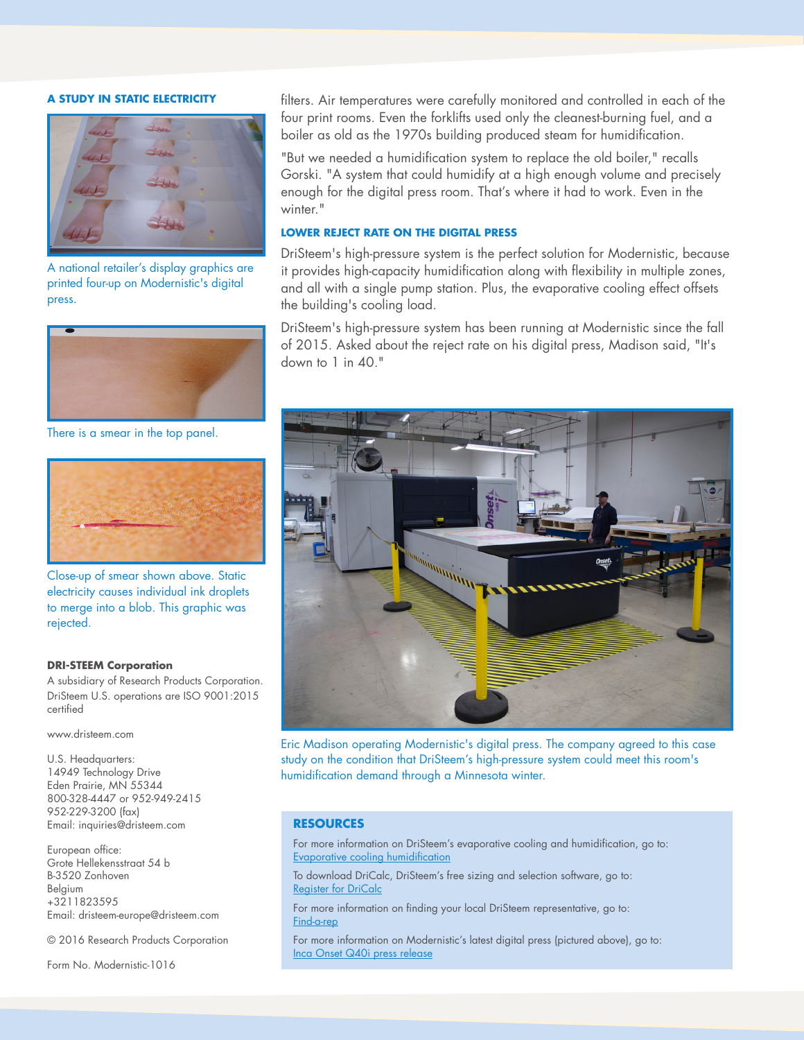### A STUDY IN STATIC ELECTRICITY

A national retailer's display graphics are printed four-up on Modernistic's digital press.

There is a smear in the top panel.

Close-up of smear shown above. Static electricity causes individual ink droplets to merge into a blob. This graphic was rejected.

**DRI-STEEM Corporation**

A subsidiary of Research Products Corporation. DriSteem U.S. operations are ISO 9001:2015 certified

www.dristeem.com

U.S. Headquarters:
14949 Technology Drive
Eden Prairie, MN 55344
800-328-4447 or 952-949-2415
952-229-3200 (fax)
Email: inquiries@dristeem.com

European office:
Grote Hellekensstraat 54 b
B-3520 Zonhoven
Belgium
+3211823595
Email: dristeem-europe@dristeem.com

© 2016 Research Products Corporation

Form No. Modernistic-1016

filters. Air temperatures were carefully monitored and controlled in each of the four print rooms. Even the forklifts used only the cleanest-burning fuel, and a boiler as old as the 1970s building produced steam for humidification.

"But we needed a humidification system to replace the old boiler," recalls Gorski. "A system that could humidify at a high enough volume and precisely enough for the digital press room. That's where it had to work. Even in the winter."

### LOWER REJECT RATE ON THE DIGITAL PRESS

DriSteem's high-pressure system is the perfect solution for Modernistic, because it provides high-capacity humidification along with flexibility in multiple zones, and all with a single pump station. Plus, the evaporative cooling effect offsets the building's cooling load.

DriSteem's high-pressure system has been running at Modernistic since the fall of 2015. Asked about the reject rate on his digital press, Madison said, "It's down to 1 in 40."

Eric Madison operating Modernistic's digital press. The company agreed to this case study on the condition that DriSteem's high-pressure system could meet this room's humidification demand through a Minnesota winter.

### RESOURCES

For more information on DriSteem's evaporative cooling and humidification, go to:
Evaporative cooling humidification

To download DriCalc, DriSteem's free sizing and selection software, go to:
Register for DriCalc

For more information on finding your local DriSteem representative, go to:
Find-a-rep

For more information on Modernistic's latest digital press (pictured above), go to:
Inca Onset Q40i press release